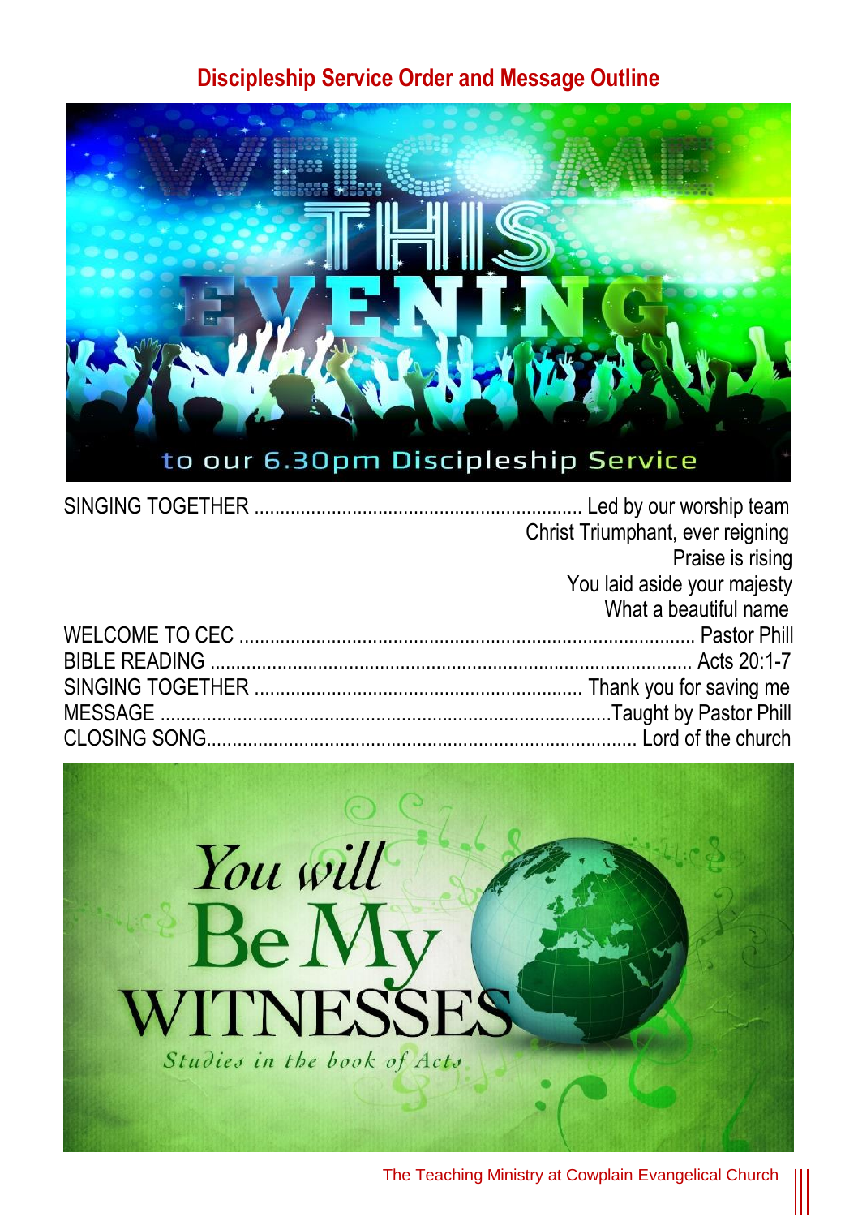## Discipleship Service Order and Message Outline

WELCOME THIS EVENING

to our 6.30pm Discipleship Service

SINGING TOGETHER ............................................................... Led by our worship team
Christ Triumphant, ever reigning
Praise is rising
You laid aside your majesty
What a beautiful name

WELCOME TO CEC ....................................................................................... Pastor Phill

BIBLE READING ............................................................................................. Acts 20:1-7

SINGING TOGETHER ............................................................... Thank you for saving me

MESSAGE ......................................................................................Taught by Pastor Phill

CLOSING SONG.................................................................................... Lord of the church

You will Be My WITNESSES

*Studies in the book of Acts*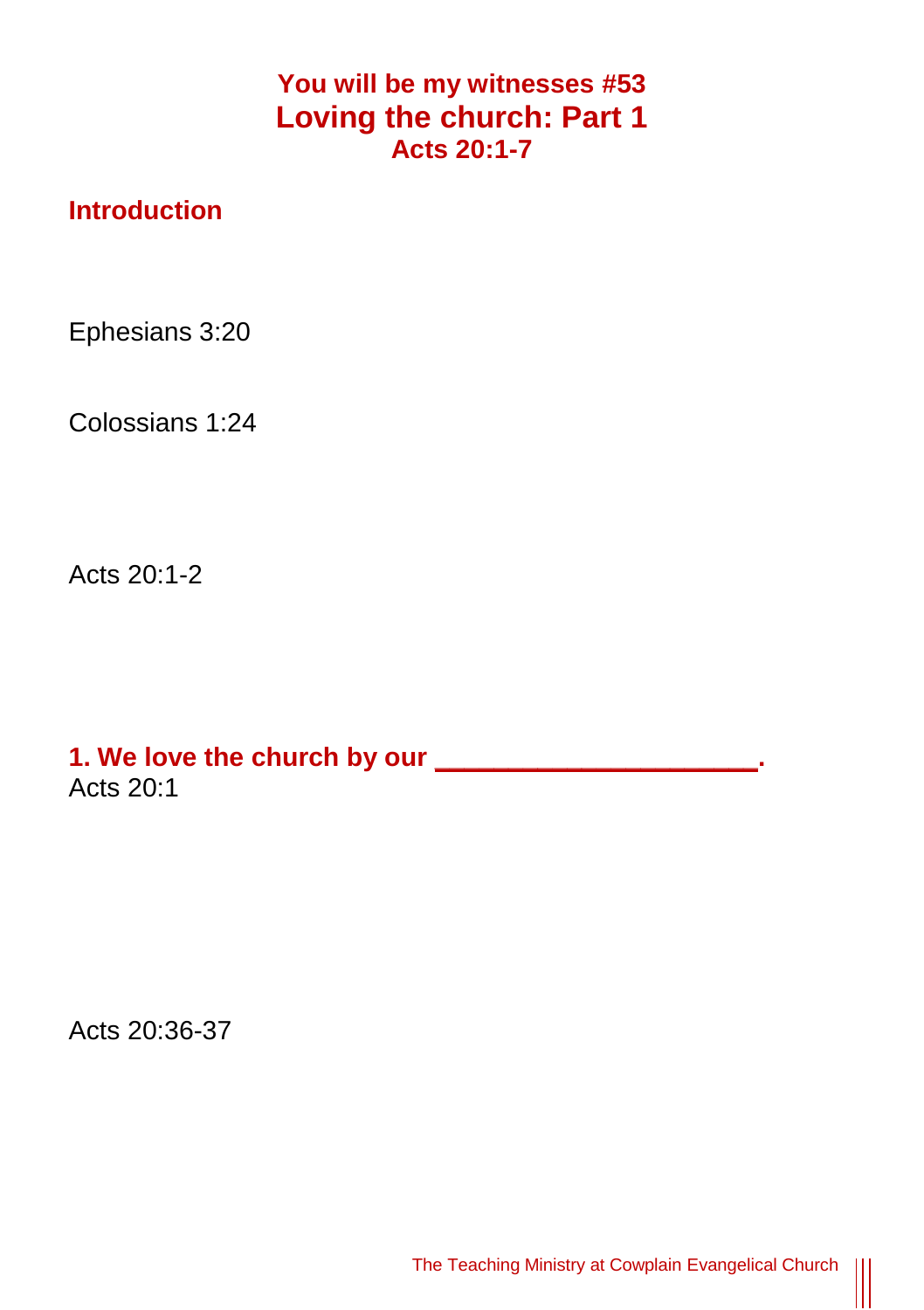### You will be my witnesses #53
# Loving the church: Part 1
### Acts 20:1-7

## Introduction

Ephesians 3:20

Colossians 1:24

Acts 20:1-2

## 1. We love the church by our ____________________.

Acts 20:1

Acts 20:36-37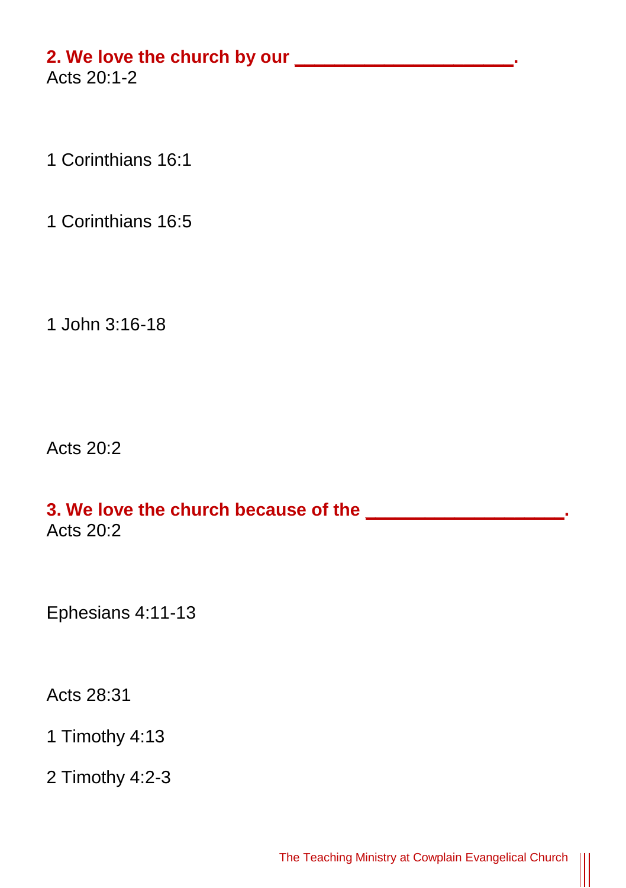**2. We love the church by our ____________________.**

Acts 20:1-2

1 Corinthians 16:1

1 Corinthians 16:5

1 John 3:16-18

Acts 20:2

**3. We love the church because of the __________________.**

Acts 20:2

Ephesians 4:11-13

Acts 28:31

1 Timothy 4:13

2 Timothy 4:2-3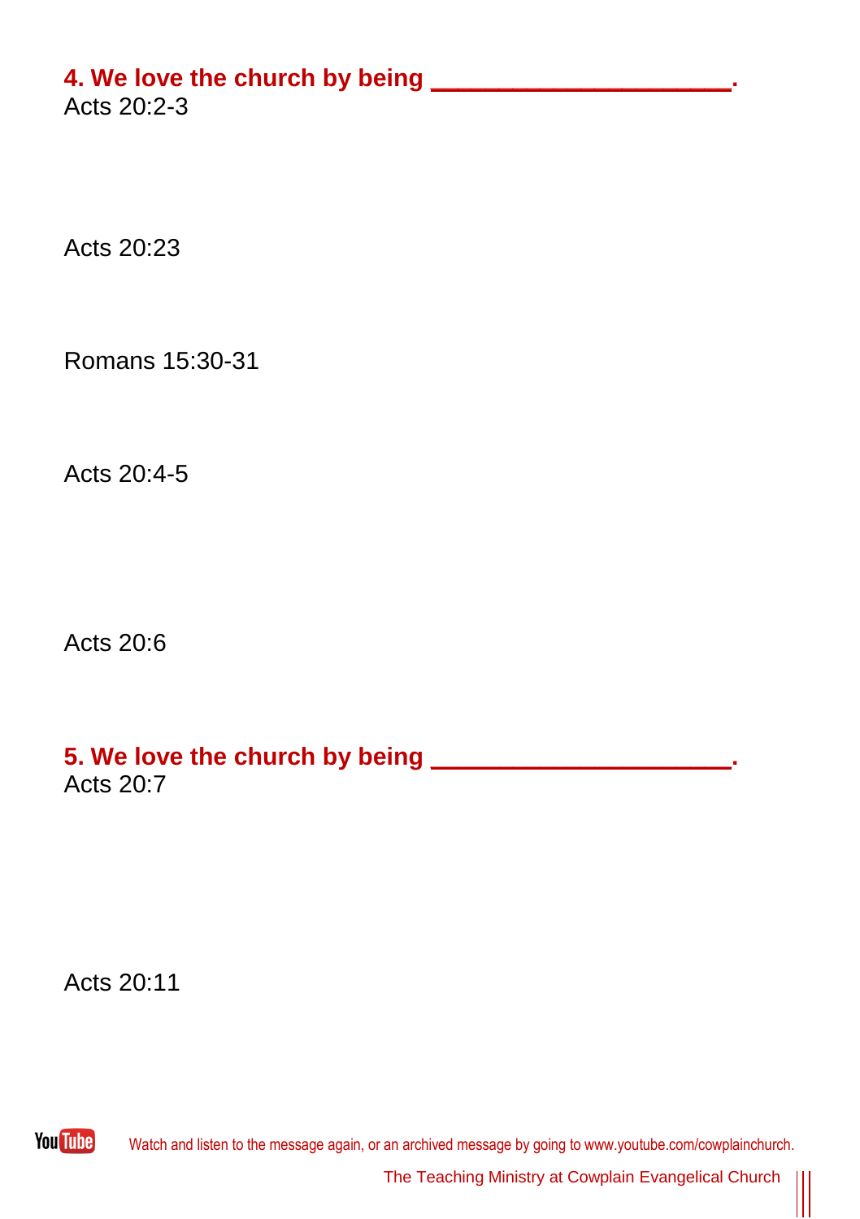**4. We love the church by being ____________________.**

Acts 20:2-3

Acts 20:23

Romans 15:30-31

Acts 20:4-5

Acts 20:6

**5. We love the church by being ____________________.**

Acts 20:7

Acts 20:11

YouTube Watch and listen to the message again, or an archived message by going to www.youtube.com/cowplainchurch.

The Teaching Ministry at Cowplain Evangelical Church